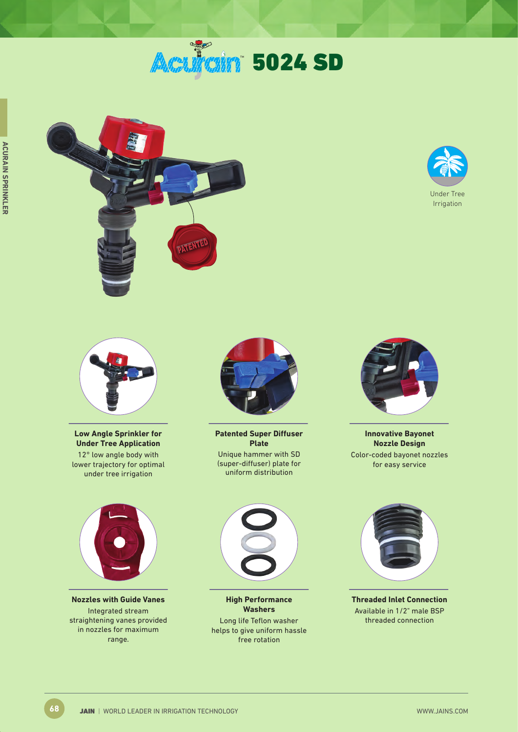# Acurain™ 5024 SD

Under Tree Irrigation

### Low Angle Sprinkler for Under Tree Application

12° low angle body with lower trajectory for optimal under tree irrigation

### Patented Super Diffuser Plate

Unique hammer with SD (super-diffuser) plate for uniform distribution

### Innovative Bayonet Nozzle Design

Color-coded bayonet nozzles for easy service

### Nozzles with Guide Vanes

Integrated stream straightening vanes provided in nozzles for maximum range.

### High Performance Washers

Long life Teflon washer helps to give uniform hassle free rotation

### Threaded Inlet Connection

Available in 1/2" male BSP threaded connection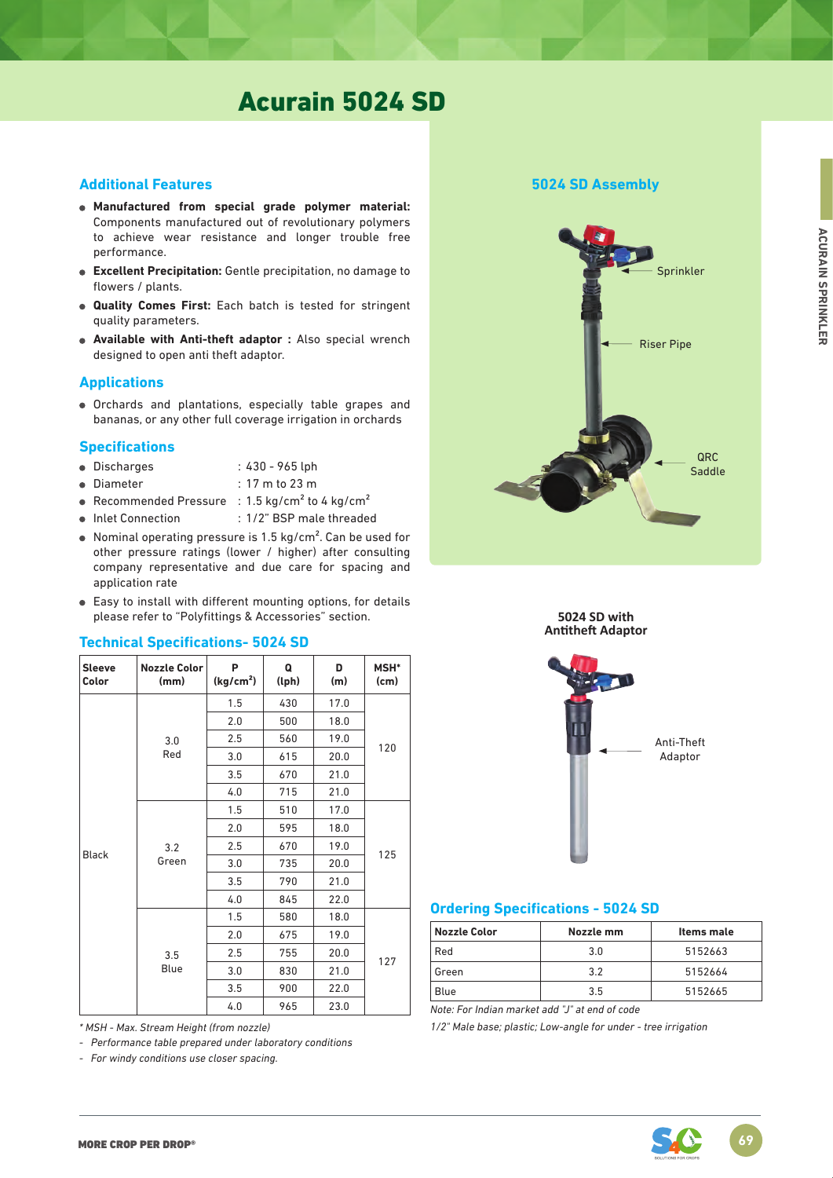# Acurain 5024 SD

## Additional Features

- **Manufactured from special grade polymer material:** Components manufactured out of revolutionary polymers to achieve wear resistance and longer trouble free performance.
- **Excellent Precipitation:** Gentle precipitation, no damage to flowers / plants.
- **Quality Comes First:** Each batch is tested for stringent quality parameters.
- **Available with Anti-theft adaptor :** Also special wrench designed to open anti theft adaptor.

## Applications

- Orchards and plantations, especially table grapes and bananas, or any other full coverage irrigation in orchards

## Specifications

- Discharges : 430 - 965 lph
- Diameter : 17 m to 23 m
- Recommended Pressure : 1.5 kg/cm$^2$ to 4 kg/cm$^2$
- Inlet Connection : 1/2" BSP male threaded
- Nominal operating pressure is 1.5 kg/cm$^2$. Can be used for other pressure ratings (lower / higher) after consulting company representative and due care for spacing and application rate
- Easy to install with different mounting options, for details please refer to "Polyfittings & Accessories" section.

## Technical Specifications- 5024 SD

| Sleeve Color | Nozzle Color (mm) | P (kg/cm$^2$) | Q (lph) | D (m) | MSH* (cm) |
|---|---|---|---|---|---|
| Black | 3.0 Red | 1.5 | 430 | 17.0 | 120 |
| | | 2.0 | 500 | 18.0 | |
| | | 2.5 | 560 | 19.0 | |
| | | 3.0 | 615 | 20.0 | |
| | | 3.5 | 670 | 21.0 | |
| | | 4.0 | 715 | 21.0 | |
| | 3.2 Green | 1.5 | 510 | 17.0 | 125 |
| | | 2.0 | 595 | 18.0 | |
| | | 2.5 | 670 | 19.0 | |
| | | 3.0 | 735 | 20.0 | |
| | | 3.5 | 790 | 21.0 | |
| | | 4.0 | 845 | 22.0 | |
| | 3.5 Blue | 1.5 | 580 | 18.0 | 127 |
| | | 2.0 | 675 | 19.0 | |
| | | 2.5 | 755 | 20.0 | |
| | | 3.0 | 830 | 21.0 | |
| | | 3.5 | 900 | 22.0 | |
| | | 4.0 | 965 | 23.0 | |

*\* MSH - Max. Stream Height (from nozzle)*

- *Performance table prepared under laboratory conditions*
- *For windy conditions use closer spacing.*

## 5024 SD Assembly

Sprinkler

Riser Pipe

QRC Saddle

**5024 SD with Antitheft Adaptor**

Anti-Theft Adaptor

## Ordering Specifications - 5024 SD

| Nozzle Color | Nozzle mm | Items male |
|---|---|---|
| Red | 3.0 | 5152663 |
| Green | 3.2 | 5152664 |
| Blue | 3.5 | 5152665 |

*Note: For Indian market add "J" at end of code*

*1/2" Male base; plastic; Low-angle for under - tree irrigation*